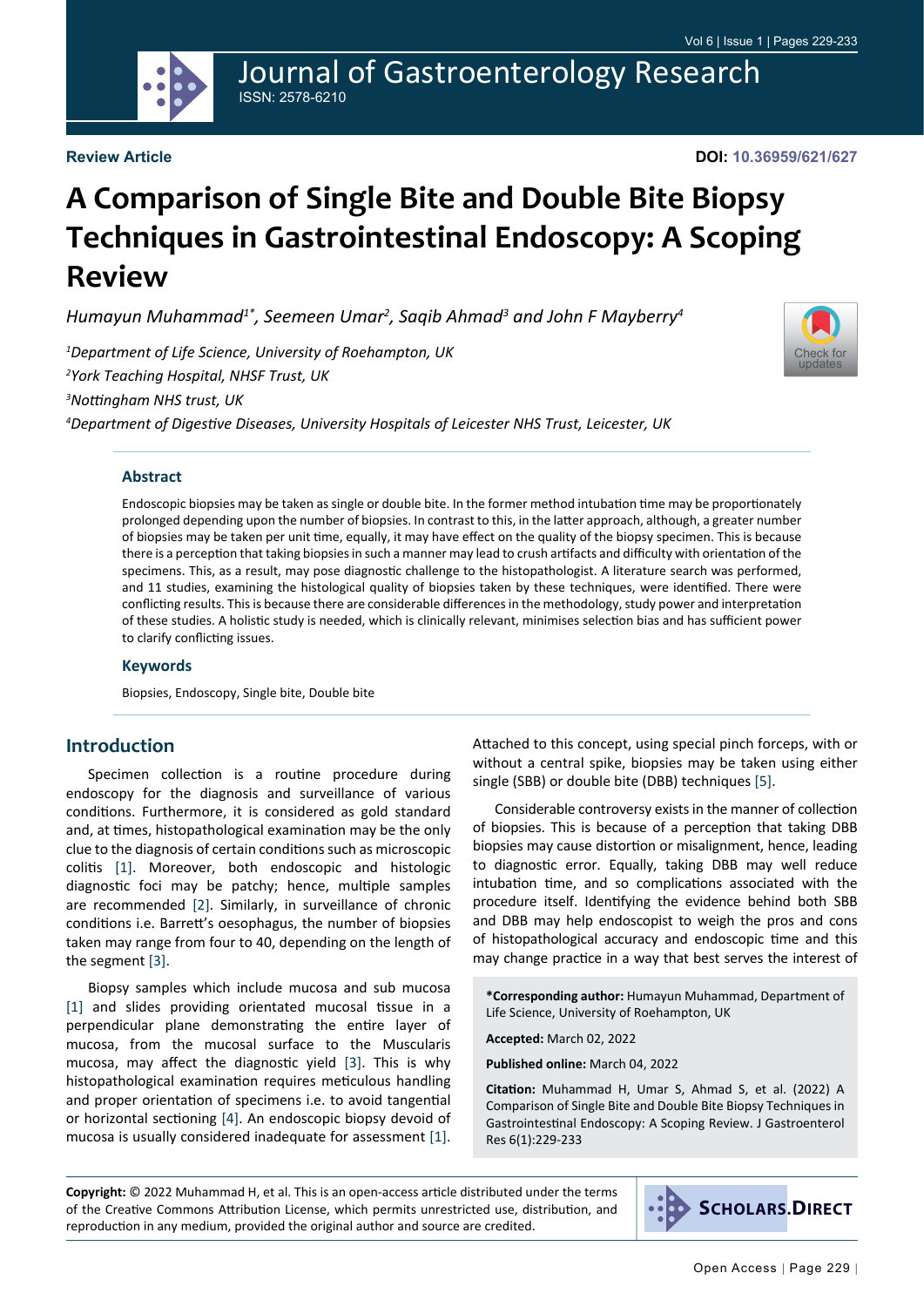Review Article

DOI: 10.36959/621/627

# A Comparison of Single Bite and Double Bite Biopsy Techniques in Gastrointestinal Endoscopy: A Scoping Review

*Humayun Muhammad[1*], Seemeen Umar[2], Saqib Ahmad[3] and John F Mayberry[4]*

[1]*Department of Life Science, University of Roehampton, UK*

[2]*York Teaching Hospital, NHSF Trust, UK*

[3]*Nottingham NHS trust, UK*

[4]*Department of Digestive Diseases, University Hospitals of Leicester NHS Trust, Leicester, UK*

## Abstract

Endoscopic biopsies may be taken as single or double bite. In the former method intubation time may be proportionately prolonged depending upon the number of biopsies. In contrast to this, in the latter approach, although, a greater number of biopsies may be taken per unit time, equally, it may have effect on the quality of the biopsy specimen. This is because there is a perception that taking biopsies in such a manner may lead to crush artifacts and difficulty with orientation of the specimens. This, as a result, may pose diagnostic challenge to the histopathologist. A literature search was performed, and 11 studies, examining the histological quality of biopsies taken by these techniques, were identified. There were conflicting results. This is because there are considerable differences in the methodology, study power and interpretation of these studies. A holistic study is needed, which is clinically relevant, minimises selection bias and has sufficient power to clarify conflicting issues.

## Keywords

Biopsies, Endoscopy, Single bite, Double bite

## Introduction

Specimen collection is a routine procedure during endoscopy for the diagnosis and surveillance of various conditions. Furthermore, it is considered as gold standard and, at times, histopathological examination may be the only clue to the diagnosis of certain conditions such as microscopic colitis [1]. Moreover, both endoscopic and histologic diagnostic foci may be patchy; hence, multiple samples are recommended [2]. Similarly, in surveillance of chronic conditions i.e. Barrett's oesophagus, the number of biopsies taken may range from four to 40, depending on the length of the segment [3].

Biopsy samples which include mucosa and sub mucosa [1] and slides providing orientated mucosal tissue in a perpendicular plane demonstrating the entire layer of mucosa, from the mucosal surface to the Muscularis mucosa, may affect the diagnostic yield [3]. This is why histopathological examination requires meticulous handling and proper orientation of specimens i.e. to avoid tangential or horizontal sectioning [4]. An endoscopic biopsy devoid of mucosa is usually considered inadequate for assessment [1]. Attached to this concept, using special pinch forceps, with or without a central spike, biopsies may be taken using either single (SBB) or double bite (DBB) techniques [5].

Considerable controversy exists in the manner of collection of biopsies. This is because of a perception that taking DBB biopsies may cause distortion or misalignment, hence, leading to diagnostic error. Equally, taking DBB may well reduce intubation time, and so complications associated with the procedure itself. Identifying the evidence behind both SBB and DBB may help endoscopist to weigh the pros and cons of histopathological accuracy and endoscopic time and this may change practice in a way that best serves the interest of

**\*Corresponding author:** Humayun Muhammad, Department of Life Science, University of Roehampton, UK

**Accepted:** March 02, 2022

**Published online:** March 04, 2022

**Citation:** Muhammad H, Umar S, Ahmad S, et al. (2022) A Comparison of Single Bite and Double Bite Biopsy Techniques in Gastrointestinal Endoscopy: A Scoping Review. J Gastroenterol Res 6(1):229-233

**Copyright:** © 2022 Muhammad H, et al. This is an open-access article distributed under the terms of the Creative Commons Attribution License, which permits unrestricted use, distribution, and reproduction in any medium, provided the original author and source are credited.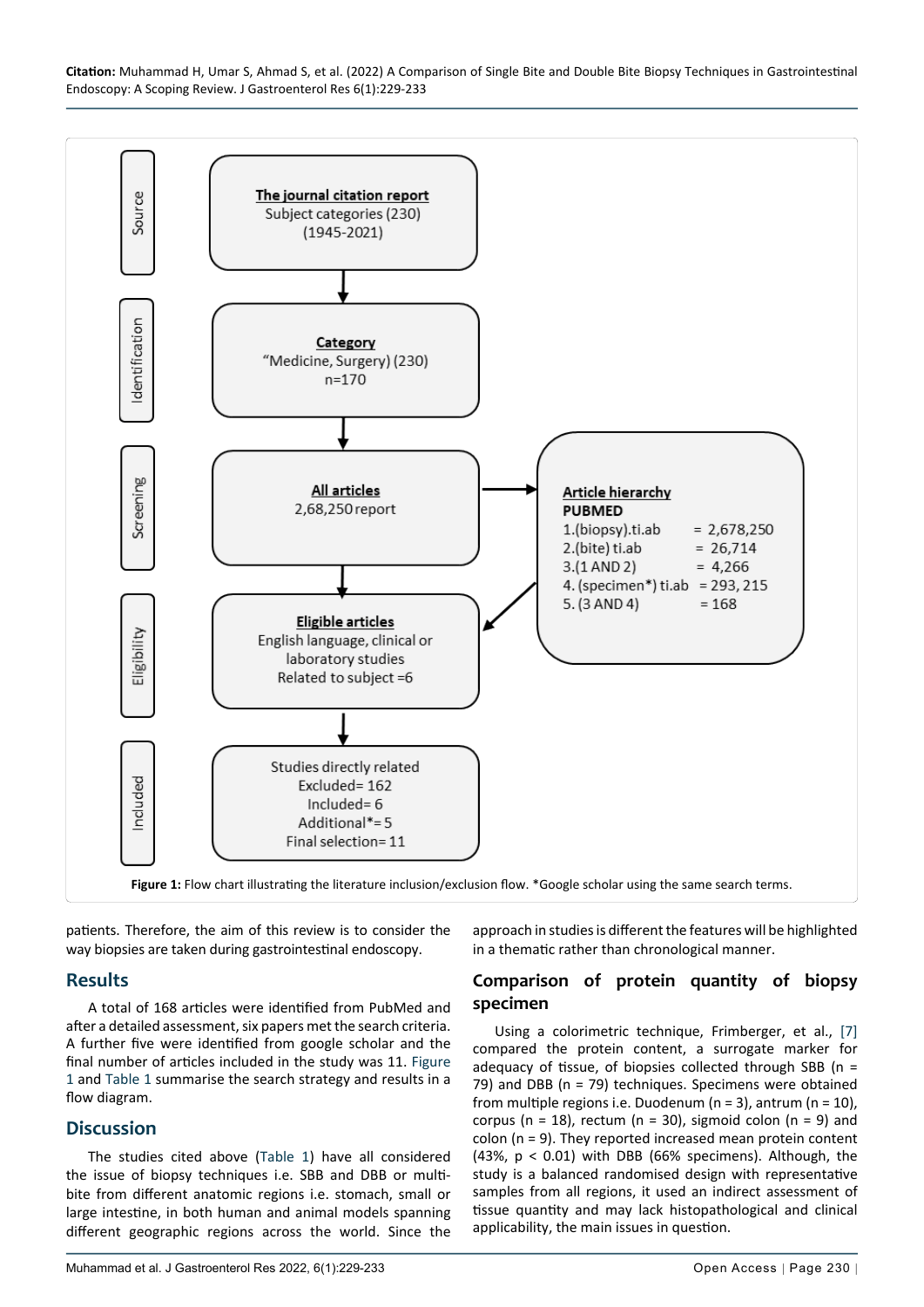**Source**

**The journal citation report**
Subject categories (230)
(1945-2021)

**Identification**

**Category**
"Medicine, Surgery) (230)
n=170

**Screening**

**All articles**
2,68,250 report

**Article hierarchy**
**PUBMED**
1.(biopsy).ti.ab = 2,678,250
2.(bite) ti.ab = 26,714
3.(1 AND 2) = 4,266
4. (specimen*) ti.ab = 293, 215
5. (3 AND 4) = 168

**Eligibility**

**Eligible articles**
English language, clinical or laboratory studies
Related to subject =6

**Included**

Studies directly related
Excluded= 162
Included= 6
Additional*= 5
Final selection= 11

**Figure 1:** Flow chart illustrating the literature inclusion/exclusion flow. *Google scholar using the same search terms.

patients. Therefore, the aim of this review is to consider the way biopsies are taken during gastrointestinal endoscopy.

## Results

A total of 168 articles were identified from PubMed and after a detailed assessment, six papers met the search criteria. A further five were identified from google scholar and the final number of articles included in the study was 11. Figure 1 and Table 1 summarise the search strategy and results in a flow diagram.

## Discussion

The studies cited above (Table 1) have all considered the issue of biopsy techniques i.e. SBB and DBB or multi-bite from different anatomic regions i.e. stomach, small or large intestine, in both human and animal models spanning different geographic regions across the world. Since the approach in studies is different the features will be highlighted in a thematic rather than chronological manner.

### Comparison of protein quantity of biopsy specimen

Using a colorimetric technique, Frimberger, et al., [7] compared the protein content, a surrogate marker for adequacy of tissue, of biopsies collected through SBB (n = 79) and DBB (n = 79) techniques. Specimens were obtained from multiple regions i.e. Duodenum (n = 3), antrum (n = 10), corpus (n = 18), rectum (n = 30), sigmoid colon (n = 9) and colon (n = 9). They reported increased mean protein content (43%, $p < 0.01$) with DBB (66% specimens). Although, the study is a balanced randomised design with representative samples from all regions, it used an indirect assessment of tissue quantity and may lack histopathological and clinical applicability, the main issues in question.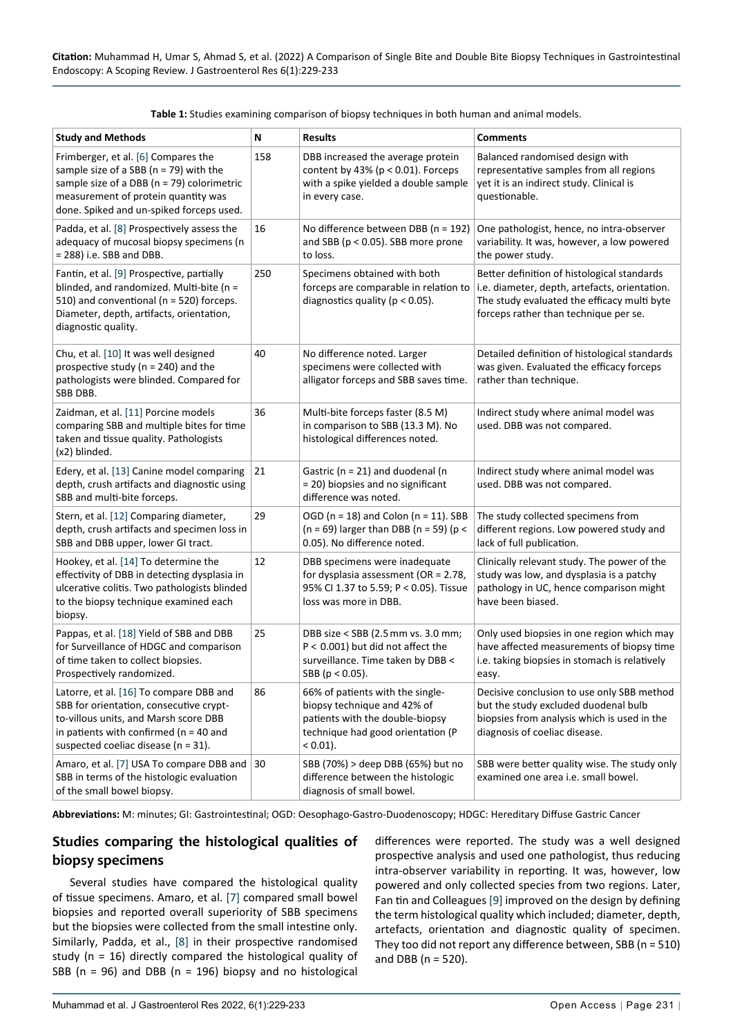**Table 1:** Studies examining comparison of biopsy techniques in both human and animal models.

| Study and Methods | N | Results | Comments |
|---|---|---|---|
| Frimberger, et al. [6] Compares the sample size of a SBB (n = 79) with the sample size of a DBB (n = 79) colorimetric measurement of protein quantity was done. Spiked and un-spiked forceps used. | 158 | DBB increased the average protein content by 43% ($p < 0.01$). Forceps with a spike yielded a double sample in every case. | Balanced randomised design with representative samples from all regions yet it is an indirect study. Clinical is questionable. |
| Padda, et al. [8] Prospectively assess the adequacy of mucosal biopsy specimens (n = 288) i.e. SBB and DBB. | 16 | No difference between DBB (n = 192) and SBB ($p < 0.05$). SBB more prone to loss. | One pathologist, hence, no intra-observer variability. It was, however, a low powered the power study. |
| Fantin, et al. [9] Prospective, partially blinded, and randomized. Multi-bite (n = 510) and conventional (n = 520) forceps. Diameter, depth, artifacts, orientation, diagnostic quality. | 250 | Specimens obtained with both forceps are comparable in relation to diagnostics quality ($p < 0.05$). | Better definition of histological standards i.e. diameter, depth, artefacts, orientation. The study evaluated the efficacy multi byte forceps rather than technique per se. |
| Chu, et al. [10] It was well designed prospective study (n = 240) and the pathologists were blinded. Compared for SBB DBB. | 40 | No difference noted. Larger specimens were collected with alligator forceps and SBB saves time. | Detailed definition of histological standards was given. Evaluated the efficacy forceps rather than technique. |
| Zaidman, et al. [11] Porcine models comparing SBB and multiple bites for time taken and tissue quality. Pathologists (x2) blinded. | 36 | Multi-bite forceps faster (8.5 M) in comparison to SBB (13.3 M). No histological differences noted. | Indirect study where animal model was used. DBB was not compared. |
| Edery, et al. [13] Canine model comparing depth, crush artifacts and diagnostic using SBB and multi-bite forceps. | 21 | Gastric (n = 21) and duodenal (n = 20) biopsies and no significant difference was noted. | Indirect study where animal model was used. DBB was not compared. |
| Stern, et al. [12] Comparing diameter, depth, crush artifacts and specimen loss in SBB and DBB upper, lower GI tract. | 29 | OGD (n = 18) and Colon (n = 11). SBB (n = 69) larger than DBB (n = 59) ($p < 0.05$). No difference noted. | The study collected specimens from different regions. Low powered study and lack of full publication. |
| Hookey, et al. [14] To determine the effectivity of DBB in detecting dysplasia in ulcerative colitis. Two pathologists blinded to the biopsy technique examined each biopsy. | 12 | DBB specimens were inadequate for dysplasia assessment (OR = 2.78, 95% CI 1.37 to 5.59; $P < 0.05$). Tissue loss was more in DBB. | Clinically relevant study. The power of the study was low, and dysplasia is a patchy pathology in UC, hence comparison might have been biased. |
| Pappas, et al. [18] Yield of SBB and DBB for Surveillance of HDGC and comparison of time taken to collect biopsies. Prospectively randomized. | 25 | DBB size < SBB (2.5 mm vs. 3.0 mm; $P < 0.001$) but did not affect the surveillance. Time taken by DBB < SBB ($p < 0.05$). | Only used biopsies in one region which may have affected measurements of biopsy time i.e. taking biopsies in stomach is relatively easy. |
| Latorre, et al. [16] To compare DBB and SBB for orientation, consecutive crypt-to-villous units, and Marsh score DBB in patients with confirmed (n = 40 and suspected coeliac disease (n = 31). | 86 | 66% of patients with the single-biopsy technique and 42% of patients with the double-biopsy technique had good orientation ($P < 0.01$). | Decisive conclusion to use only SBB method but the study excluded duodenal bulb biopsies from analysis which is used in the diagnosis of coeliac disease. |
| Amaro, et al. [7] USA To compare DBB and SBB in terms of the histologic evaluation of the small bowel biopsy. | 30 | SBB (70%) > deep DBB (65%) but no difference between the histologic diagnosis of small bowel. | SBB were better quality wise. The study only examined one area i.e. small bowel. |

**Abbreviations:** M: minutes; GI: Gastrointestinal; OGD: Oesophago-Gastro-Duodenoscopy; HDGC: Hereditary Diffuse Gastric Cancer

## Studies comparing the histological qualities of biopsy specimens

Several studies have compared the histological quality of tissue specimens. Amaro, et al. [7] compared small bowel biopsies and reported overall superiority of SBB specimens but the biopsies were collected from the small intestine only. Similarly, Padda, et al., [8] in their prospective randomised study (n = 16) directly compared the histological quality of SBB (n = 96) and DBB (n = 196) biopsy and no histological differences were reported. The study was a well designed prospective analysis and used one pathologist, thus reducing intra-observer variability in reporting. It was, however, low powered and only collected species from two regions. Later, Fan tin and Colleagues [9] improved on the design by defining the term histological quality which included; diameter, depth, artefacts, orientation and diagnostic quality of specimen. They too did not report any difference between, SBB (n = 510) and DBB (n = 520).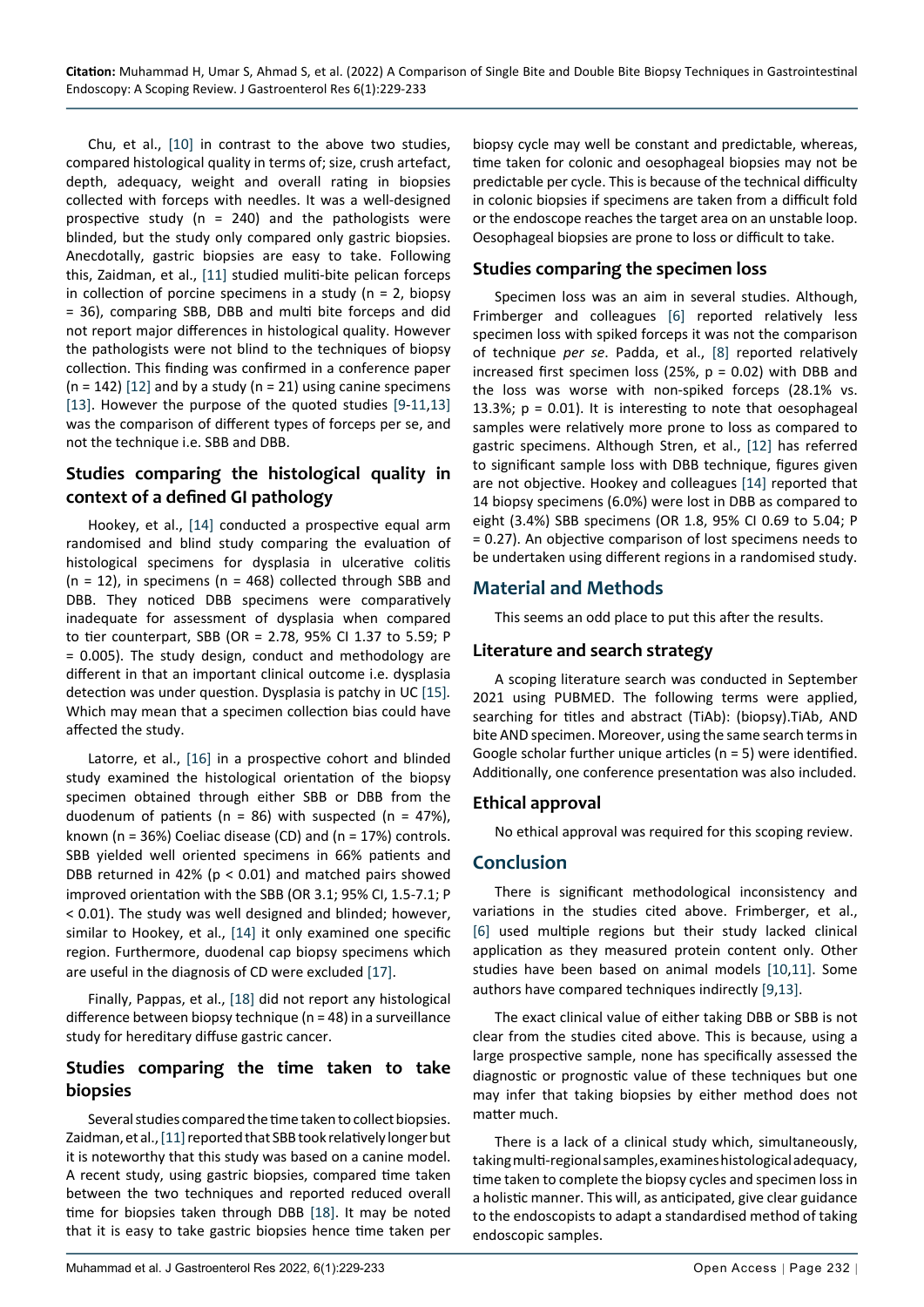Chu, et al., [10] in contrast to the above two studies, compared histological quality in terms of; size, crush artefact, depth, adequacy, weight and overall rating in biopsies collected with forceps with needles. It was a well-designed prospective study (n = 240) and the pathologists were blinded, but the study only compared only gastric biopsies. Anecdotally, gastric biopsies are easy to take. Following this, Zaidman, et al., [11] studied muliti-bite pelican forceps in collection of porcine specimens in a study (n = 2, biopsy = 36), comparing SBB, DBB and multi bite forceps and did not report major differences in histological quality. However the pathologists were not blind to the techniques of biopsy collection. This finding was confirmed in a conference paper (n = 142) [12] and by a study (n = 21) using canine specimens [13]. However the purpose of the quoted studies [9-11,13] was the comparison of different types of forceps per se, and not the technique i.e. SBB and DBB.

## Studies comparing the histological quality in context of a defined GI pathology

Hookey, et al., [14] conducted a prospective equal arm randomised and blind study comparing the evaluation of histological specimens for dysplasia in ulcerative colitis (n = 12), in specimens (n = 468) collected through SBB and DBB. They noticed DBB specimens were comparatively inadequate for assessment of dysplasia when compared to tier counterpart, SBB (OR = 2.78, 95% CI 1.37 to 5.59; P = 0.005). The study design, conduct and methodology are different in that an important clinical outcome i.e. dysplasia detection was under question. Dysplasia is patchy in UC [15]. Which may mean that a specimen collection bias could have affected the study.

Latorre, et al., [16] in a prospective cohort and blinded study examined the histological orientation of the biopsy specimen obtained through either SBB or DBB from the duodenum of patients (n = 86) with suspected (n = 47%), known (n = 36%) Coeliac disease (CD) and (n = 17%) controls. SBB yielded well oriented specimens in 66% patients and DBB returned in 42% (p < 0.01) and matched pairs showed improved orientation with the SBB (OR 3.1; 95% CI, 1.5-7.1; P < 0.01). The study was well designed and blinded; however, similar to Hookey, et al., [14] it only examined one specific region. Furthermore, duodenal cap biopsy specimens which are useful in the diagnosis of CD were excluded [17].

Finally, Pappas, et al., [18] did not report any histological difference between biopsy technique (n = 48) in a surveillance study for hereditary diffuse gastric cancer.

## Studies comparing the time taken to take biopsies

Several studies compared the time taken to collect biopsies. Zaidman, et al., [11] reported that SBB took relatively longer but it is noteworthy that this study was based on a canine model. A recent study, using gastric biopsies, compared time taken between the two techniques and reported reduced overall time for biopsies taken through DBB [18]. It may be noted that it is easy to take gastric biopsies hence time taken per biopsy cycle may well be constant and predictable, whereas, time taken for colonic and oesophageal biopsies may not be predictable per cycle. This is because of the technical difficulty in colonic biopsies if specimens are taken from a difficult fold or the endoscope reaches the target area on an unstable loop. Oesophageal biopsies are prone to loss or difficult to take.

## Studies comparing the specimen loss

Specimen loss was an aim in several studies. Although, Frimberger and colleagues [6] reported relatively less specimen loss with spiked forceps it was not the comparison of technique *per se*. Padda, et al., [8] reported relatively increased first specimen loss (25%, p = 0.02) with DBB and the loss was worse with non-spiked forceps (28.1% vs. 13.3%; p = 0.01). It is interesting to note that oesophageal samples were relatively more prone to loss as compared to gastric specimens. Although Stren, et al., [12] has referred to significant sample loss with DBB technique, figures given are not objective. Hookey and colleagues [14] reported that 14 biopsy specimens (6.0%) were lost in DBB as compared to eight (3.4%) SBB specimens (OR 1.8, 95% CI 0.69 to 5.04; P = 0.27). An objective comparison of lost specimens needs to be undertaken using different regions in a randomised study.

# Material and Methods

This seems an odd place to put this after the results.

## Literature and search strategy

A scoping literature search was conducted in September 2021 using PUBMED. The following terms were applied, searching for titles and abstract (TiAb): (biopsy).TiAb, AND bite AND specimen. Moreover, using the same search terms in Google scholar further unique articles (n = 5) were identified. Additionally, one conference presentation was also included.

## Ethical approval

No ethical approval was required for this scoping review.

# Conclusion

There is significant methodological inconsistency and variations in the studies cited above. Frimberger, et al., [6] used multiple regions but their study lacked clinical application as they measured protein content only. Other studies have been based on animal models [10,11]. Some authors have compared techniques indirectly [9,13].

The exact clinical value of either taking DBB or SBB is not clear from the studies cited above. This is because, using a large prospective sample, none has specifically assessed the diagnostic or prognostic value of these techniques but one may infer that taking biopsies by either method does not matter much.

There is a lack of a clinical study which, simultaneously, taking multi-regional samples, examines histological adequacy, time taken to complete the biopsy cycles and specimen loss in a holistic manner. This will, as anticipated, give clear guidance to the endoscopists to adapt a standardised method of taking endoscopic samples.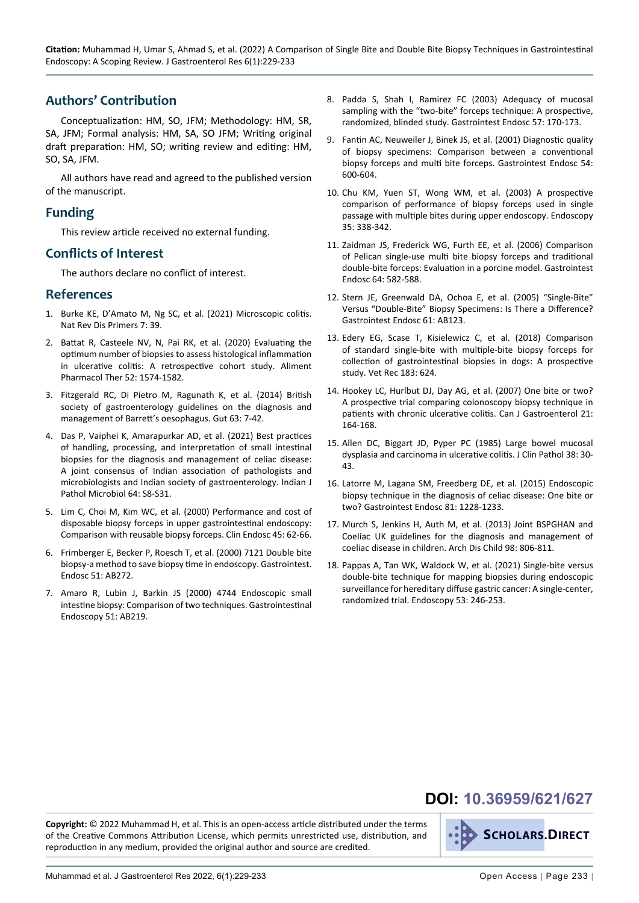## Authors' Contribution

Conceptualization: HM, SO, JFM; Methodology: HM, SR, SA, JFM; Formal analysis: HM, SA, SO JFM; Writing original draft preparation: HM, SO; writing review and editing: HM, SO, SA, JFM.

All authors have read and agreed to the published version of the manuscript.

## Funding

This review article received no external funding.

## Conflicts of Interest

The authors declare no conflict of interest.

## References

1. Burke KE, D'Amato M, Ng SC, et al. (2021) Microscopic colitis. Nat Rev Dis Primers 7: 39.
2. Battat R, Casteele NV, N, Pai RK, et al. (2020) Evaluating the optimum number of biopsies to assess histological inflammation in ulcerative colitis: A retrospective cohort study. Aliment Pharmacol Ther 52: 1574-1582.
3. Fitzgerald RC, Di Pietro M, Ragunath K, et al. (2014) British society of gastroenterology guidelines on the diagnosis and management of Barrett's oesophagus. Gut 63: 7-42.
4. Das P, Vaiphei K, Amarapurkar AD, et al. (2021) Best practices of handling, processing, and interpretation of small intestinal biopsies for the diagnosis and management of celiac disease: A joint consensus of Indian association of pathologists and microbiologists and Indian society of gastroenterology. Indian J Pathol Microbiol 64: S8-S31.
5. Lim C, Choi M, Kim WC, et al. (2000) Performance and cost of disposable biopsy forceps in upper gastrointestinal endoscopy: Comparison with reusable biopsy forceps. Clin Endosc 45: 62-66.
6. Frimberger E, Becker P, Roesch T, et al. (2000) 7121 Double bite biopsy-a method to save biopsy time in endoscopy. Gastrointest. Endosc 51: AB272.
7. Amaro R, Lubin J, Barkin JS (2000) 4744 Endoscopic small intestine biopsy: Comparison of two techniques. Gastrointestinal Endoscopy 51: AB219.
8. Padda S, Shah I, Ramirez FC (2003) Adequacy of mucosal sampling with the "two-bite" forceps technique: A prospective, randomized, blinded study. Gastrointest Endosc 57: 170-173.
9. Fantin AC, Neuweiler J, Binek JS, et al. (2001) Diagnostic quality of biopsy specimens: Comparison between a conventional biopsy forceps and multi bite forceps. Gastrointest Endosc 54: 600-604.
10. Chu KM, Yuen ST, Wong WM, et al. (2003) A prospective comparison of performance of biopsy forceps used in single passage with multiple bites during upper endoscopy. Endoscopy 35: 338-342.
11. Zaidman JS, Frederick WG, Furth EE, et al. (2006) Comparison of Pelican single-use multi bite biopsy forceps and traditional double-bite forceps: Evaluation in a porcine model. Gastrointest Endosc 64: 582-588.
12. Stern JE, Greenwald DA, Ochoa E, et al. (2005) "Single-Bite" Versus "Double-Bite" Biopsy Specimens: Is There a Difference? Gastrointest Endosc 61: AB123.
13. Edery EG, Scase T, Kisielewicz C, et al. (2018) Comparison of standard single-bite with multiple-bite biopsy forceps for collection of gastrointestinal biopsies in dogs: A prospective study. Vet Rec 183: 624.
14. Hookey LC, Hurlbut DJ, Day AG, et al. (2007) One bite or two? A prospective trial comparing colonoscopy biopsy technique in patients with chronic ulcerative colitis. Can J Gastroenterol 21: 164-168.
15. Allen DC, Biggart JD, Pyper PC (1985) Large bowel mucosal dysplasia and carcinoma in ulcerative colitis. J Clin Pathol 38: 30-43.
16. Latorre M, Lagana SM, Freedberg DE, et al. (2015) Endoscopic biopsy technique in the diagnosis of celiac disease: One bite or two? Gastrointest Endosc 81: 1228-1233.
17. Murch S, Jenkins H, Auth M, et al. (2013) Joint BSPGHAN and Coeliac UK guidelines for the diagnosis and management of coeliac disease in children. Arch Dis Child 98: 806-811.
18. Pappas A, Tan WK, Waldock W, et al. (2021) Single-bite versus double-bite technique for mapping biopsies during endoscopic surveillance for hereditary diffuse gastric cancer: A single-center, randomized trial. Endoscopy 53: 246-253.

**Copyright:** © 2022 Muhammad H, et al. This is an open-access article distributed under the terms of the Creative Commons Attribution License, which permits unrestricted use, distribution, and reproduction in any medium, provided the original author and source are credited.